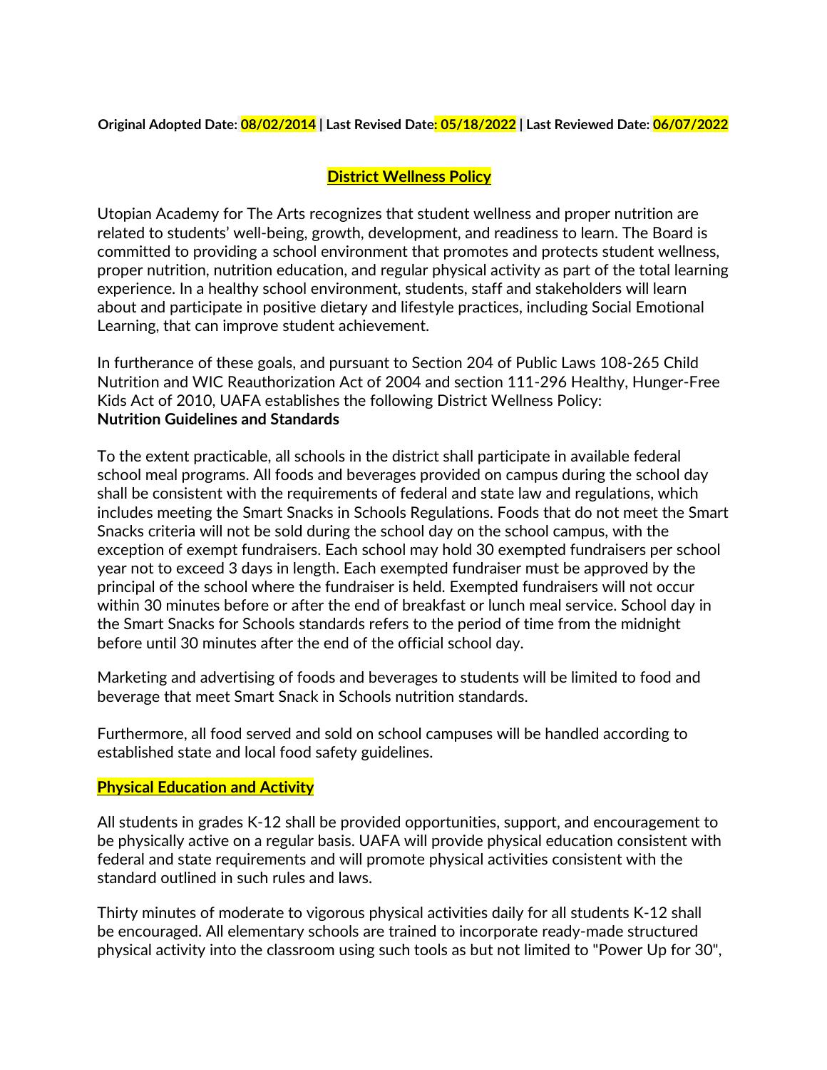**Original Adopted Date: 08/02/2014 | Last Revised Date: 05/18/2022 | Last Reviewed Date: 06/07/2022**

# District Wellness Policy

Utopian Academy for The Arts recognizes that student wellness and proper nutrition are related to students' well-being, growth, development, and readiness to learn. The Board is committed to providing a school environment that promotes and protects student wellness, proper nutrition, nutrition education, and regular physical activity as part of the total learning experience. In a healthy school environment, students, staff and stakeholders will learn about and participate in positive dietary and lifestyle practices, including Social Emotional Learning, that can improve student achievement.

In furtherance of these goals, and pursuant to Section 204 of Public Laws 108-265 Child Nutrition and WIC Reauthorization Act of 2004 and section 111-296 Healthy, Hunger-Free Kids Act of 2010, UAFA establishes the following District Wellness Policy:

**Nutrition Guidelines and Standards**

To the extent practicable, all schools in the district shall participate in available federal school meal programs. All foods and beverages provided on campus during the school day shall be consistent with the requirements of federal and state law and regulations, which includes meeting the Smart Snacks in Schools Regulations. Foods that do not meet the Smart Snacks criteria will not be sold during the school day on the school campus, with the exception of exempt fundraisers. Each school may hold 30 exempted fundraisers per school year not to exceed 3 days in length. Each exempted fundraiser must be approved by the principal of the school where the fundraiser is held. Exempted fundraisers will not occur within 30 minutes before or after the end of breakfast or lunch meal service. School day in the Smart Snacks for Schools standards refers to the period of time from the midnight before until 30 minutes after the end of the official school day.

Marketing and advertising of foods and beverages to students will be limited to food and beverage that meet Smart Snack in Schools nutrition standards.

Furthermore, all food served and sold on school campuses will be handled according to established state and local food safety guidelines.

## Physical Education and Activity

All students in grades K-12 shall be provided opportunities, support, and encouragement to be physically active on a regular basis. UAFA will provide physical education consistent with federal and state requirements and will promote physical activities consistent with the standard outlined in such rules and laws.

Thirty minutes of moderate to vigorous physical activities daily for all students K-12 shall be encouraged. All elementary schools are trained to incorporate ready-made structured physical activity into the classroom using such tools as but not limited to "Power Up for 30",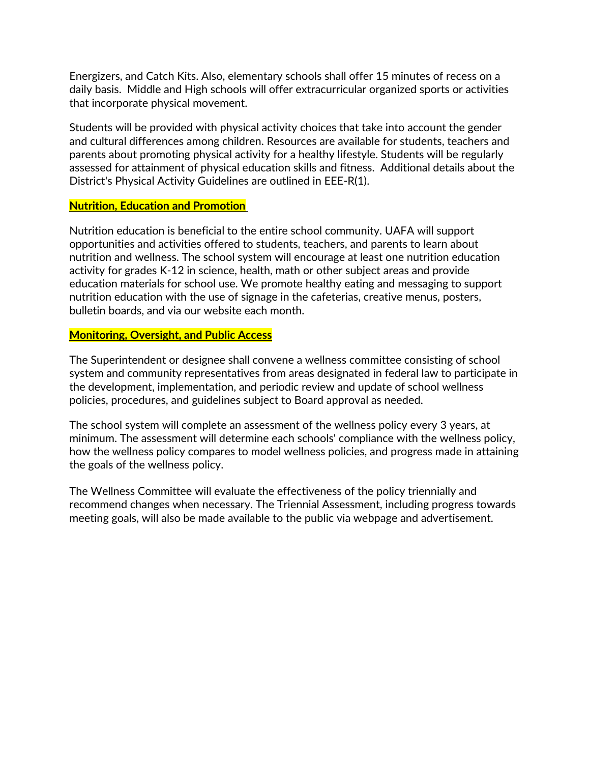Energizers, and Catch Kits. Also, elementary schools shall offer 15 minutes of recess on a daily basis. Middle and High schools will offer extracurricular organized sports or activities that incorporate physical movement.

Students will be provided with physical activity choices that take into account the gender and cultural differences among children. Resources are available for students, teachers and parents about promoting physical activity for a healthy lifestyle. Students will be regularly assessed for attainment of physical education skills and fitness. Additional details about the District's Physical Activity Guidelines are outlined in EEE-R(1).

**Nutrition, Education and Promotion**

Nutrition education is beneficial to the entire school community. UAFA will support opportunities and activities offered to students, teachers, and parents to learn about nutrition and wellness. The school system will encourage at least one nutrition education activity for grades K-12 in science, health, math or other subject areas and provide education materials for school use. We promote healthy eating and messaging to support nutrition education with the use of signage in the cafeterias, creative menus, posters, bulletin boards, and via our website each month.

**Monitoring, Oversight, and Public Access**

The Superintendent or designee shall convene a wellness committee consisting of school system and community representatives from areas designated in federal law to participate in the development, implementation, and periodic review and update of school wellness policies, procedures, and guidelines subject to Board approval as needed.

The school system will complete an assessment of the wellness policy every 3 years, at minimum. The assessment will determine each schools' compliance with the wellness policy, how the wellness policy compares to model wellness policies, and progress made in attaining the goals of the wellness policy.

The Wellness Committee will evaluate the effectiveness of the policy triennially and recommend changes when necessary. The Triennial Assessment, including progress towards meeting goals, will also be made available to the public via webpage and advertisement.